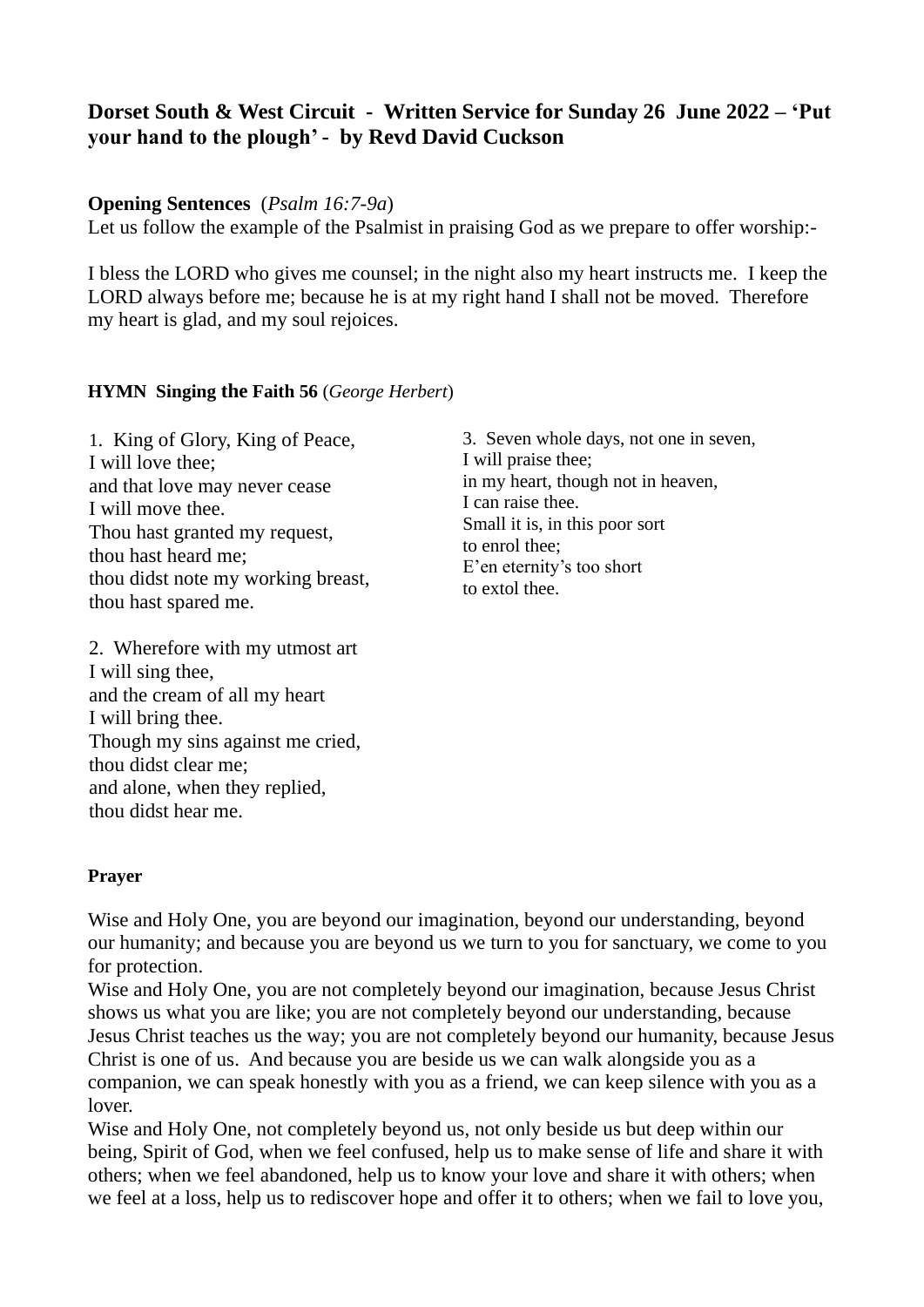# Dorset South & West Circuit - Written Service for Sunday 26 June 2022 – 'Put your hand to the plough' - by Revd David Cuckson

**Opening Sentences** (*Psalm 16:7-9a*)

Let us follow the example of the Psalmist in praising God as we prepare to offer worship:-

I bless the LORD who gives me counsel; in the night also my heart instructs me. I keep the LORD always before me; because he is at my right hand I shall not be moved. Therefore my heart is glad, and my soul rejoices.

**HYMN Singing the Faith 56** (*George Herbert*)

1. King of Glory, King of Peace,
I will love thee;
and that love may never cease
I will move thee.
Thou hast granted my request,
thou hast heard me;
thou didst note my working breast,
thou hast spared me.

2. Wherefore with my utmost art
I will sing thee,
and the cream of all my heart
I will bring thee.
Though my sins against me cried,
thou didst clear me;
and alone, when they replied,
thou didst hear me.

3. Seven whole days, not one in seven,
I will praise thee;
in my heart, though not in heaven,
I can raise thee.
Small it is, in this poor sort
to enrol thee;
E'en eternity's too short
to extol thee.

**Prayer**

Wise and Holy One, you are beyond our imagination, beyond our understanding, beyond our humanity; and because you are beyond us we turn to you for sanctuary, we come to you for protection.

Wise and Holy One, you are not completely beyond our imagination, because Jesus Christ shows us what you are like; you are not completely beyond our understanding, because Jesus Christ teaches us the way; you are not completely beyond our humanity, because Jesus Christ is one of us. And because you are beside us we can walk alongside you as a companion, we can speak honestly with you as a friend, we can keep silence with you as a lover.

Wise and Holy One, not completely beyond us, not only beside us but deep within our being, Spirit of God, when we feel confused, help us to make sense of life and share it with others; when we feel abandoned, help us to know your love and share it with others; when we feel at a loss, help us to rediscover hope and offer it to others; when we fail to love you,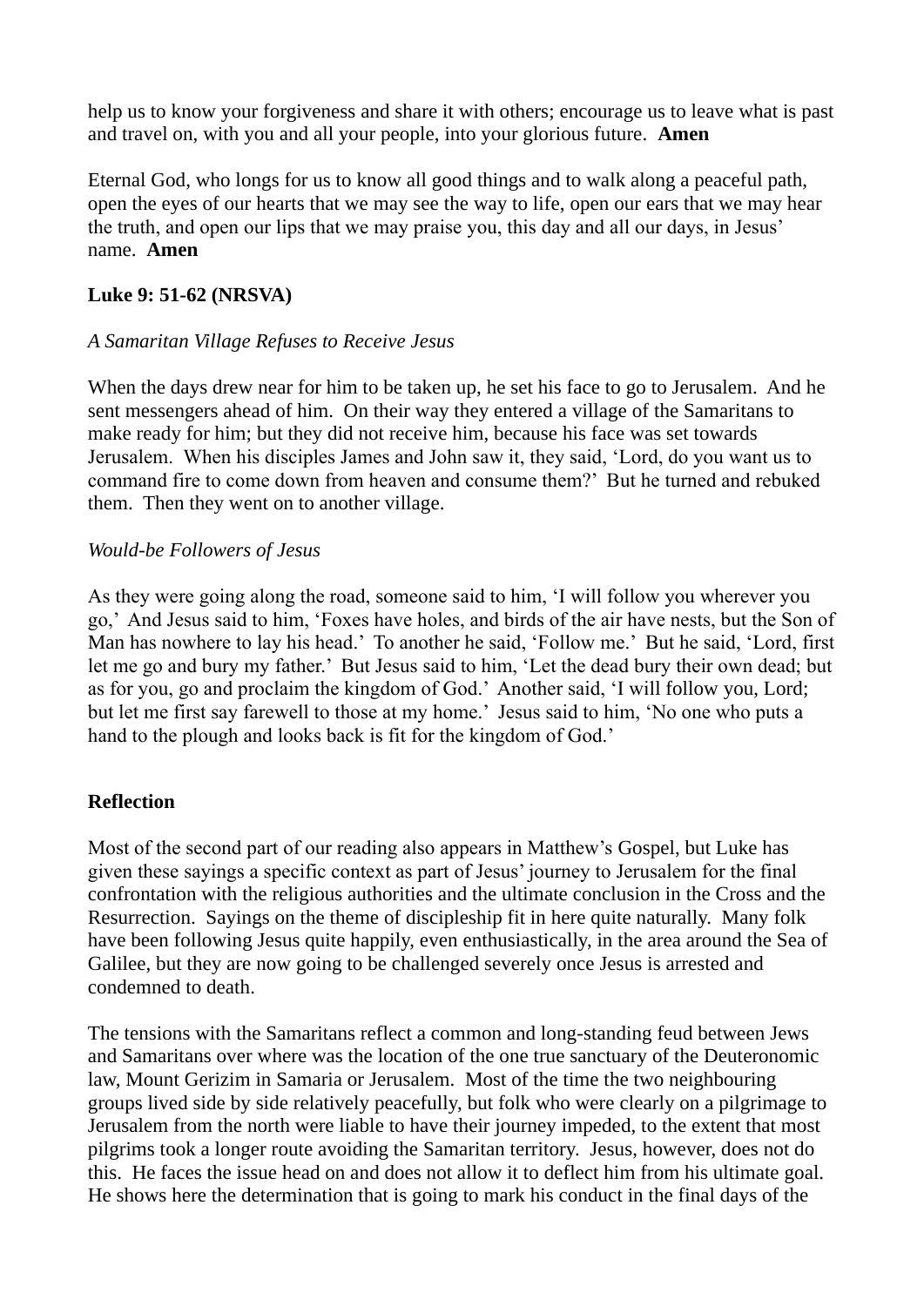help us to know your forgiveness and share it with others; encourage us to leave what is past and travel on, with you and all your people, into your glorious future. **Amen**

Eternal God, who longs for us to know all good things and to walk along a peaceful path, open the eyes of our hearts that we may see the way to life, open our ears that we may hear the truth, and open our lips that we may praise you, this day and all our days, in Jesus' name. **Amen**

**Luke 9: 51-62 (NRSVA)**

*A Samaritan Village Refuses to Receive Jesus*

When the days drew near for him to be taken up, he set his face to go to Jerusalem. And he sent messengers ahead of him. On their way they entered a village of the Samaritans to make ready for him; but they did not receive him, because his face was set towards Jerusalem. When his disciples James and John saw it, they said, 'Lord, do you want us to command fire to come down from heaven and consume them?' But he turned and rebuked them. Then they went on to another village.

*Would-be Followers of Jesus*

As they were going along the road, someone said to him, 'I will follow you wherever you go,' And Jesus said to him, 'Foxes have holes, and birds of the air have nests, but the Son of Man has nowhere to lay his head.' To another he said, 'Follow me.' But he said, 'Lord, first let me go and bury my father.' But Jesus said to him, 'Let the dead bury their own dead; but as for you, go and proclaim the kingdom of God.' Another said, 'I will follow you, Lord; but let me first say farewell to those at my home.' Jesus said to him, 'No one who puts a hand to the plough and looks back is fit for the kingdom of God.'

**Reflection**

Most of the second part of our reading also appears in Matthew's Gospel, but Luke has given these sayings a specific context as part of Jesus' journey to Jerusalem for the final confrontation with the religious authorities and the ultimate conclusion in the Cross and the Resurrection. Sayings on the theme of discipleship fit in here quite naturally. Many folk have been following Jesus quite happily, even enthusiastically, in the area around the Sea of Galilee, but they are now going to be challenged severely once Jesus is arrested and condemned to death.

The tensions with the Samaritans reflect a common and long-standing feud between Jews and Samaritans over where was the location of the one true sanctuary of the Deuteronomic law, Mount Gerizim in Samaria or Jerusalem. Most of the time the two neighbouring groups lived side by side relatively peacefully, but folk who were clearly on a pilgrimage to Jerusalem from the north were liable to have their journey impeded, to the extent that most pilgrims took a longer route avoiding the Samaritan territory. Jesus, however, does not do this. He faces the issue head on and does not allow it to deflect him from his ultimate goal. He shows here the determination that is going to mark his conduct in the final days of the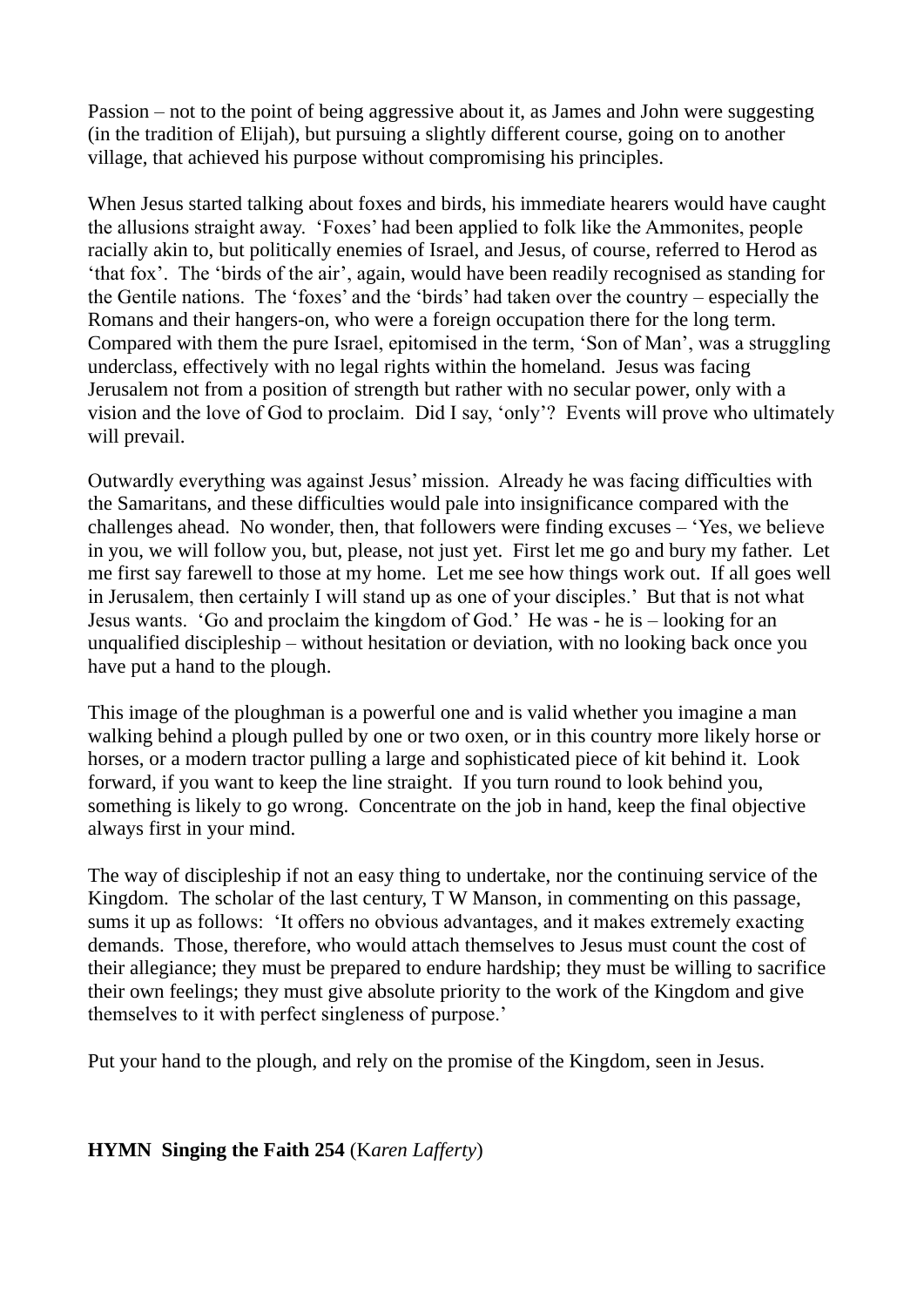Passion – not to the point of being aggressive about it, as James and John were suggesting (in the tradition of Elijah), but pursuing a slightly different course, going on to another village, that achieved his purpose without compromising his principles.

When Jesus started talking about foxes and birds, his immediate hearers would have caught the allusions straight away. 'Foxes' had been applied to folk like the Ammonites, people racially akin to, but politically enemies of Israel, and Jesus, of course, referred to Herod as 'that fox'. The 'birds of the air', again, would have been readily recognised as standing for the Gentile nations. The 'foxes' and the 'birds' had taken over the country – especially the Romans and their hangers-on, who were a foreign occupation there for the long term. Compared with them the pure Israel, epitomised in the term, 'Son of Man', was a struggling underclass, effectively with no legal rights within the homeland. Jesus was facing Jerusalem not from a position of strength but rather with no secular power, only with a vision and the love of God to proclaim. Did I say, 'only'? Events will prove who ultimately will prevail.

Outwardly everything was against Jesus' mission. Already he was facing difficulties with the Samaritans, and these difficulties would pale into insignificance compared with the challenges ahead. No wonder, then, that followers were finding excuses – 'Yes, we believe in you, we will follow you, but, please, not just yet. First let me go and bury my father. Let me first say farewell to those at my home. Let me see how things work out. If all goes well in Jerusalem, then certainly I will stand up as one of your disciples.' But that is not what Jesus wants. 'Go and proclaim the kingdom of God.' He was - he is – looking for an unqualified discipleship – without hesitation or deviation, with no looking back once you have put a hand to the plough.

This image of the ploughman is a powerful one and is valid whether you imagine a man walking behind a plough pulled by one or two oxen, or in this country more likely horse or horses, or a modern tractor pulling a large and sophisticated piece of kit behind it. Look forward, if you want to keep the line straight. If you turn round to look behind you, something is likely to go wrong. Concentrate on the job in hand, keep the final objective always first in your mind.

The way of discipleship if not an easy thing to undertake, nor the continuing service of the Kingdom. The scholar of the last century, T W Manson, in commenting on this passage, sums it up as follows: 'It offers no obvious advantages, and it makes extremely exacting demands. Those, therefore, who would attach themselves to Jesus must count the cost of their allegiance; they must be prepared to endure hardship; they must be willing to sacrifice their own feelings; they must give absolute priority to the work of the Kingdom and give themselves to it with perfect singleness of purpose.'

Put your hand to the plough, and rely on the promise of the Kingdom, seen in Jesus.

**HYMN Singing the Faith 254** (K*aren Lafferty*)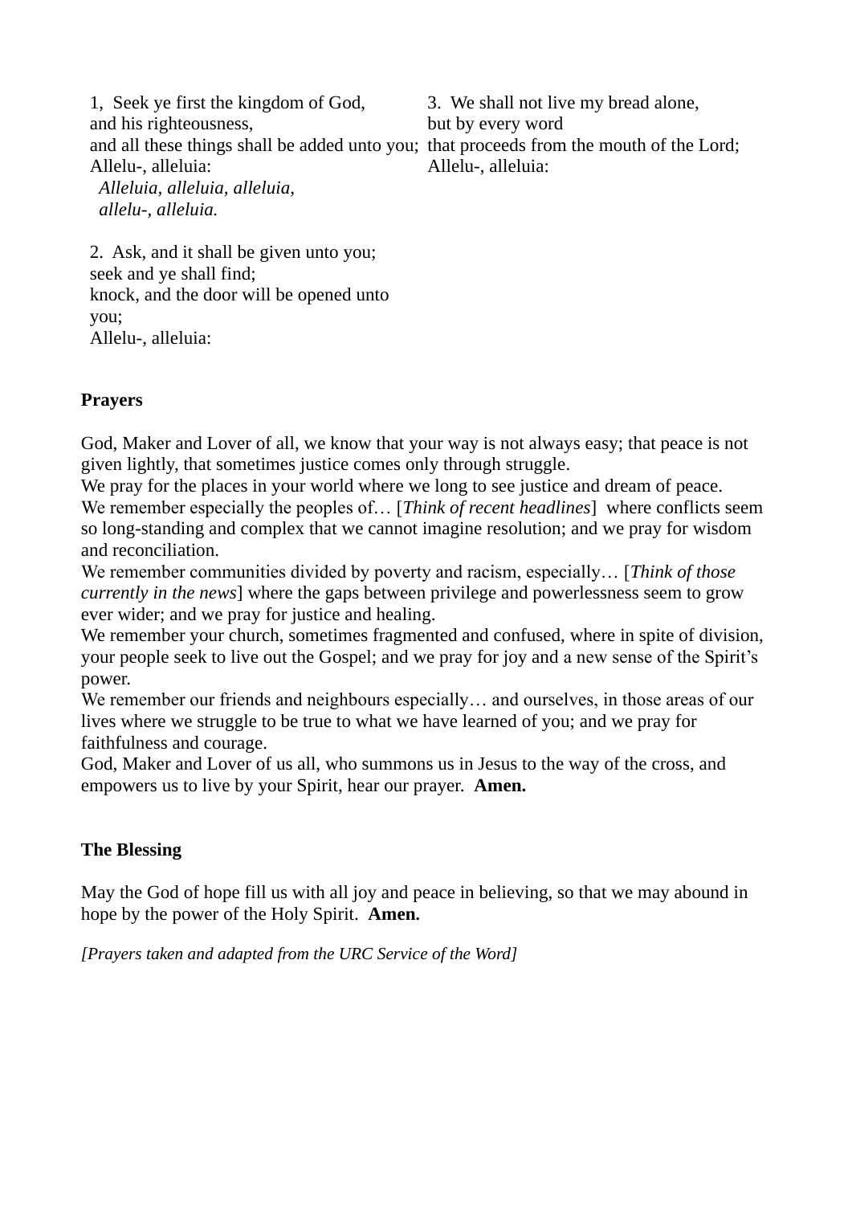1, Seek ye first the kingdom of God,
and his righteousness,
and all these things shall be added unto you;
Allelu-, alleluia:
*Alleluia, alleluia, alleluia,*
*allelu-, alleluia.*

2. Ask, and it shall be given unto you;
seek and ye shall find;
knock, and the door will be opened unto you;
Allelu-, alleluia:

3. We shall not live my bread alone,
but by every word
that proceeds from the mouth of the Lord;
Allelu-, alleluia:

**Prayers**

God, Maker and Lover of all, we know that your way is not always easy; that peace is not given lightly, that sometimes justice comes only through struggle.
We pray for the places in your world where we long to see justice and dream of peace.
We remember especially the peoples of… [*Think of recent headlines*] where conflicts seem so long-standing and complex that we cannot imagine resolution; and we pray for wisdom and reconciliation.
We remember communities divided by poverty and racism, especially… [*Think of those currently in the news*] where the gaps between privilege and powerlessness seem to grow ever wider; and we pray for justice and healing.
We remember your church, sometimes fragmented and confused, where in spite of division, your people seek to live out the Gospel; and we pray for joy and a new sense of the Spirit's power.
We remember our friends and neighbours especially… and ourselves, in those areas of our lives where we struggle to be true to what we have learned of you; and we pray for faithfulness and courage.
God, Maker and Lover of us all, who summons us in Jesus to the way of the cross, and empowers us to live by your Spirit, hear our prayer. **Amen.**

**The Blessing**

May the God of hope fill us with all joy and peace in believing, so that we may abound in hope by the power of the Holy Spirit. **Amen.**

*[Prayers taken and adapted from the URC Service of the Word]*